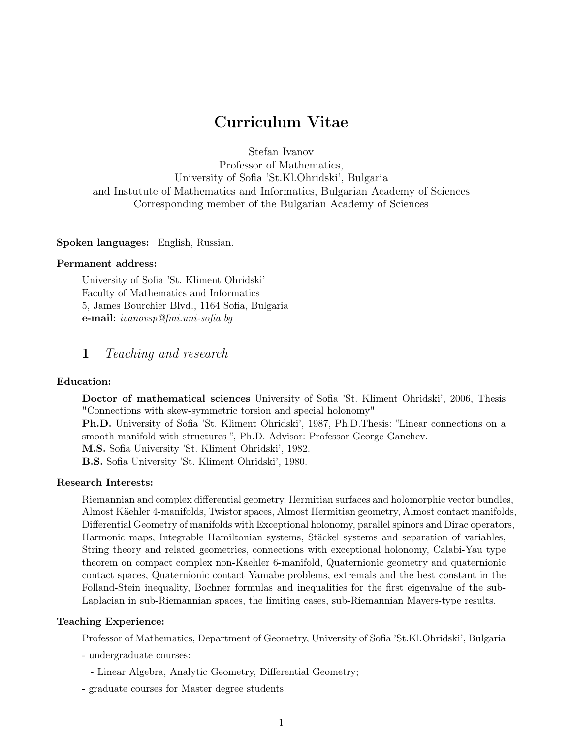# Curriculum Vitae

Stefan Ivanov
Professor of Mathematics,
University of Sofia 'St.Kl.Ohridski', Bulgaria
and Instutute of Mathematics and Informatics, Bulgarian Academy of Sciences
Corresponding member of the Bulgarian Academy of Sciences

**Spoken languages:** English, Russian.

**Permanent address:**

University of Sofia 'St. Kliment Ohridski'
Faculty of Mathematics and Informatics
5, James Bourchier Blvd., 1164 Sofia, Bulgaria
**e-mail:** *ivanovsp@fmi.uni-sofia.bg*

## 1 *Teaching and research*

**Education:**

**Doctor of mathematical sciences** University of Sofia 'St. Kliment Ohridski', 2006, Thesis "Connections with skew-symmetric torsion and special holonomy"
**Ph.D.** University of Sofia 'St. Kliment Ohridski', 1987, Ph.D.Thesis: "Linear connections on a smooth manifold with structures ", Ph.D. Advisor: Professor George Ganchev.
**M.S.** Sofia University 'St. Kliment Ohridski', 1982.
**B.S.** Sofia University 'St. Kliment Ohridski', 1980.

**Research Interests:**

Riemannian and complex differential geometry, Hermitian surfaces and holomorphic vector bundles, Almost Käehler 4-manifolds, Twistor spaces, Almost Hermitian geometry, Almost contact manifolds, Differential Geometry of manifolds with Exceptional holonomy, parallel spinors and Dirac operators, Harmonic maps, Integrable Hamiltonian systems, Stäckel systems and separation of variables, String theory and related geometries, connections with exceptional holonomy, Calabi-Yau type theorem on compact complex non-Kaehler 6-manifold, Quaternionic geometry and quaternionic contact spaces, Quaternionic contact Yamabe problems, extremals and the best constant in the Folland-Stein inequality, Bochner formulas and inequalities for the first eigenvalue of the sub-Laplacian in sub-Riemannian spaces, the limiting cases, sub-Riemannian Mayers-type results.

**Teaching Experience:**

Professor of Mathematics, Department of Geometry, University of Sofia 'St.Kl.Ohridski', Bulgaria

- undergraduate courses:
  - Linear Algebra, Analytic Geometry, Differential Geometry;
- graduate courses for Master degree students: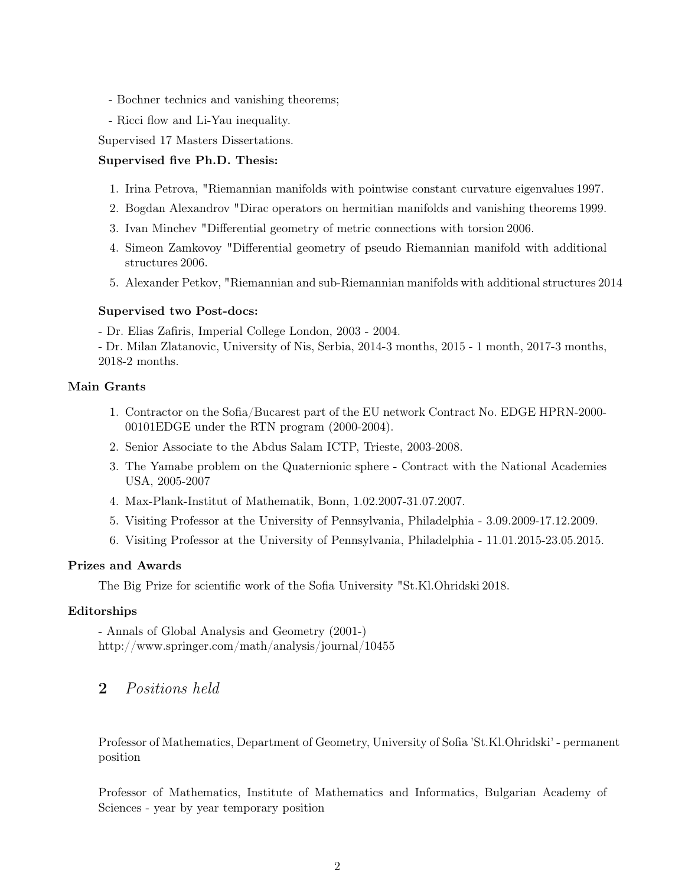- Bochner technics and vanishing theorems;

- Ricci flow and Li-Yau inequality.

Supervised 17 Masters Dissertations.

**Supervised five Ph.D. Thesis:**

1. Irina Petrova, "Riemannian manifolds with pointwise constant curvature eigenvalues 1997.
2. Bogdan Alexandrov "Dirac operators on hermitian manifolds and vanishing theorems 1999.
3. Ivan Minchev "Differential geometry of metric connections with torsion 2006.
4. Simeon Zamkovoy "Differential geometry of pseudo Riemannian manifold with additional structures 2006.
5. Alexander Petkov, "Riemannian and sub-Riemannian manifolds with additional structures 2014

**Supervised two Post-docs:**

- Dr. Elias Zafiris, Imperial College London, 2003 - 2004.
- Dr. Milan Zlatanovic, University of Nis, Serbia, 2014-3 months, 2015 - 1 month, 2017-3 months, 2018-2 months.

### Main Grants

1. Contractor on the Sofia/Bucarest part of the EU network Contract No. EDGE HPRN-2000-00101EDGE under the RTN program (2000-2004).
2. Senior Associate to the Abdus Salam ICTP, Trieste, 2003-2008.
3. The Yamabe problem on the Quaternionic sphere - Contract with the National Academies USA, 2005-2007
4. Max-Plank-Institut of Mathematik, Bonn, 1.02.2007-31.07.2007.
5. Visiting Professor at the University of Pennsylvania, Philadelphia - 3.09.2009-17.12.2009.
6. Visiting Professor at the University of Pennsylvania, Philadelphia - 11.01.2015-23.05.2015.

### Prizes and Awards

The Big Prize for scientific work of the Sofia University "St.Kl.Ohridski 2018.

### Editorships

- Annals of Global Analysis and Geometry (2001-)
http://www.springer.com/math/analysis/journal/10455

## 2 *Positions held*

Professor of Mathematics, Department of Geometry, University of Sofia 'St.Kl.Ohridski' - permanent position

Professor of Mathematics, Institute of Mathematics and Informatics, Bulgarian Academy of Sciences - year by year temporary position